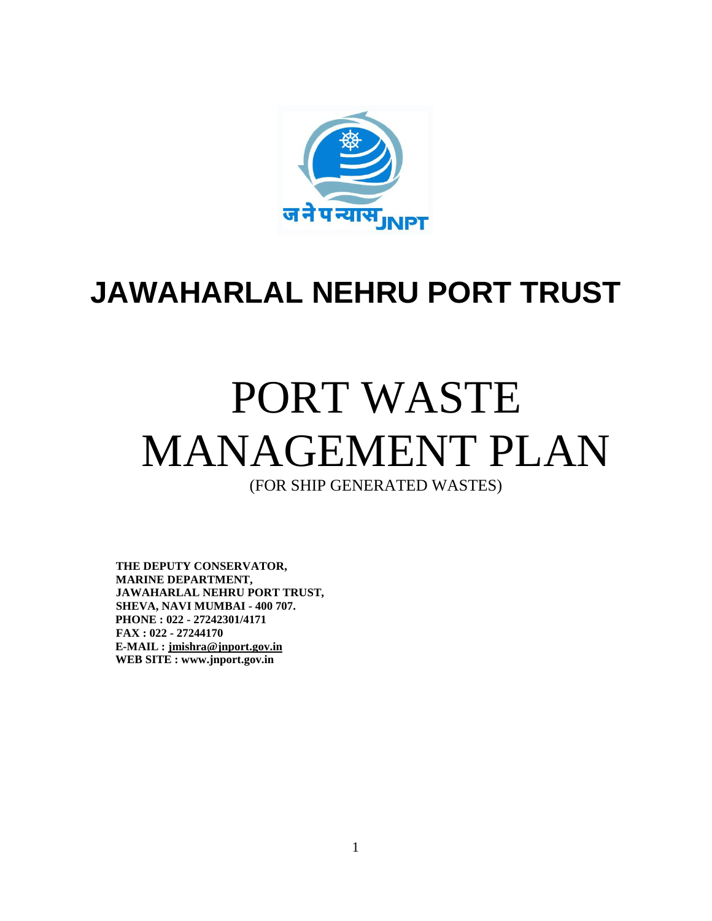# JAWAHARLAL NEHRU PORT TRUST

# PORT WASTE MANAGEMENT PLAN

(FOR SHIP GENERATED WASTES)

**THE DEPUTY CONSERVATOR,**
**MARINE DEPARTMENT,**
**JAWAHARLAL NEHRU PORT TRUST,**
**SHEVA, NAVI MUMBAI - 400 707.**
**PHONE : 022 - 27242301/4171**
**FAX : 022 - 27244170**
**E-MAIL : jmishra@jnport.gov.in**
**WEB SITE : www.jnport.gov.in**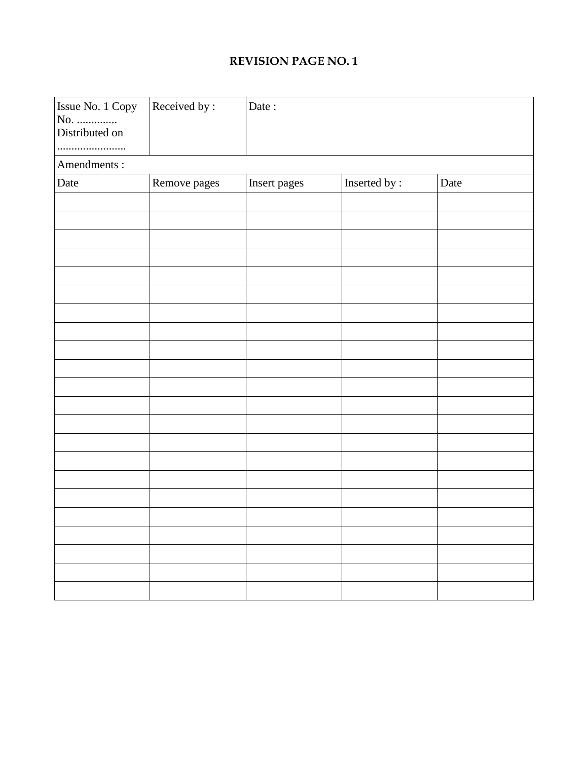# REVISION PAGE NO. 1

| Issue No. 1 Copy No. .............. Distributed on ........................ | Received by : | Date : | | |
|---|---|---|---|---|
| Amendments : | | | | |
| Date | Remove pages | Insert pages | Inserted by : | Date |
| | | | | |
| | | | | |
| | | | | |
| | | | | |
| | | | | |
| | | | | |
| | | | | |
| | | | | |
| | | | | |
| | | | | |
| | | | | |
| | | | | |
| | | | | |
| | | | | |
| | | | | |
| | | | | |
| | | | | |
| | | | | |
| | | | | |
| | | | | |
| | | | | |
| | | | | |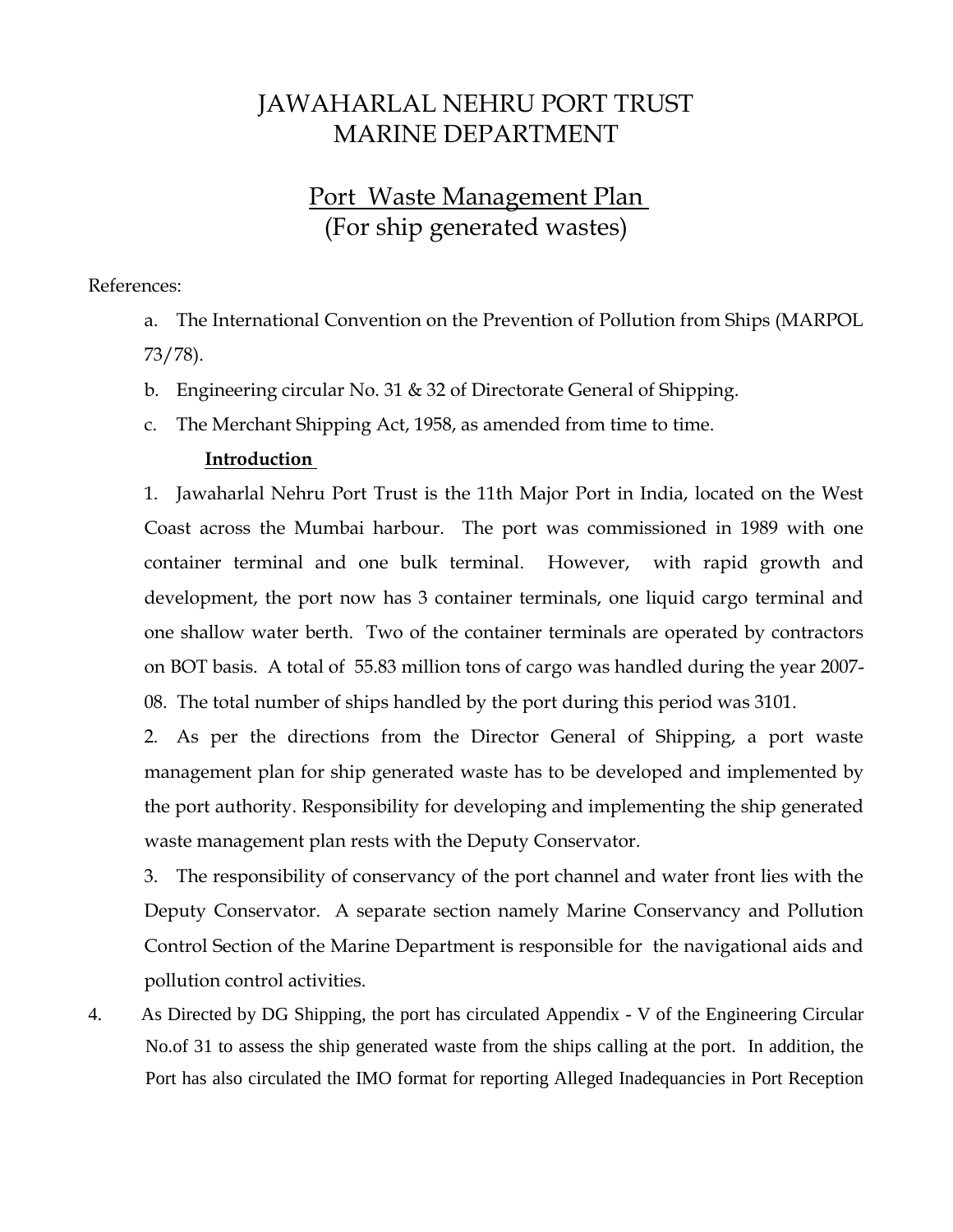# JAWAHARLAL NEHRU PORT TRUST
# MARINE DEPARTMENT

## Port Waste Management Plan
## (For ship generated wastes)

References:

a. The International Convention on the Prevention of Pollution from Ships (MARPOL 73/78).

b. Engineering circular No. 31 & 32 of Directorate General of Shipping.

c. The Merchant Shipping Act, 1958, as amended from time to time.

**Introduction**

1. Jawaharlal Nehru Port Trust is the 11th Major Port in India, located on the West Coast across the Mumbai harbour. The port was commissioned in 1989 with one container terminal and one bulk terminal. However, with rapid growth and development, the port now has 3 container terminals, one liquid cargo terminal and one shallow water berth. Two of the container terminals are operated by contractors on BOT basis. A total of 55.83 million tons of cargo was handled during the year 2007-08. The total number of ships handled by the port during this period was 3101.

2. As per the directions from the Director General of Shipping, a port waste management plan for ship generated waste has to be developed and implemented by the port authority. Responsibility for developing and implementing the ship generated waste management plan rests with the Deputy Conservator.

3. The responsibility of conservancy of the port channel and water front lies with the Deputy Conservator. A separate section namely Marine Conservancy and Pollution Control Section of the Marine Department is responsible for the navigational aids and pollution control activities.

4. As Directed by DG Shipping, the port has circulated Appendix - V of the Engineering Circular No.of 31 to assess the ship generated waste from the ships calling at the port. In addition, the Port has also circulated the IMO format for reporting Alleged Inadequancies in Port Reception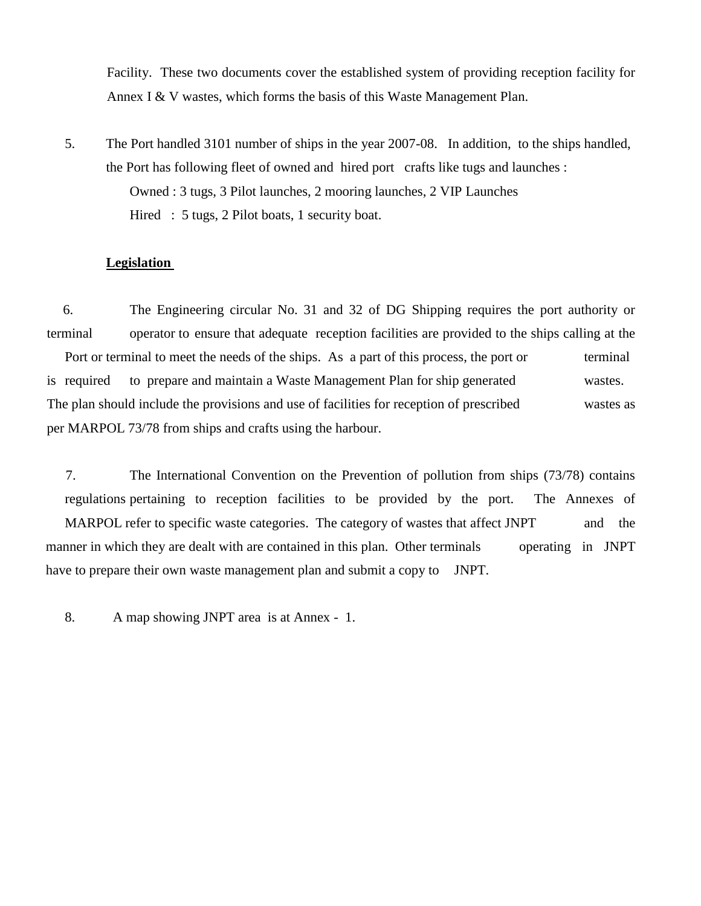Facility. These two documents cover the established system of providing reception facility for Annex I & V wastes, which forms the basis of this Waste Management Plan.

5. The Port handled 3101 number of ships in the year 2007-08. In addition, to the ships handled, the Port has following fleet of owned and hired port crafts like tugs and launches :

Owned : 3 tugs, 3 Pilot launches, 2 mooring launches, 2 VIP Launches

Hired : 5 tugs, 2 Pilot boats, 1 security boat.

**Legislation**

6. The Engineering circular No. 31 and 32 of DG Shipping requires the port authority or terminal operator to ensure that adequate reception facilities are provided to the ships calling at the Port or terminal to meet the needs of the ships. As a part of this process, the port or terminal is required to prepare and maintain a Waste Management Plan for ship generated wastes. The plan should include the provisions and use of facilities for reception of prescribed wastes as per MARPOL 73/78 from ships and crafts using the harbour.

7. The International Convention on the Prevention of pollution from ships (73/78) contains regulations pertaining to reception facilities to be provided by the port. The Annexes of MARPOL refer to specific waste categories. The category of wastes that affect JNPT and the manner in which they are dealt with are contained in this plan. Other terminals operating in JNPT have to prepare their own waste management plan and submit a copy to JNPT.

8. A map showing JNPT area is at Annex - 1.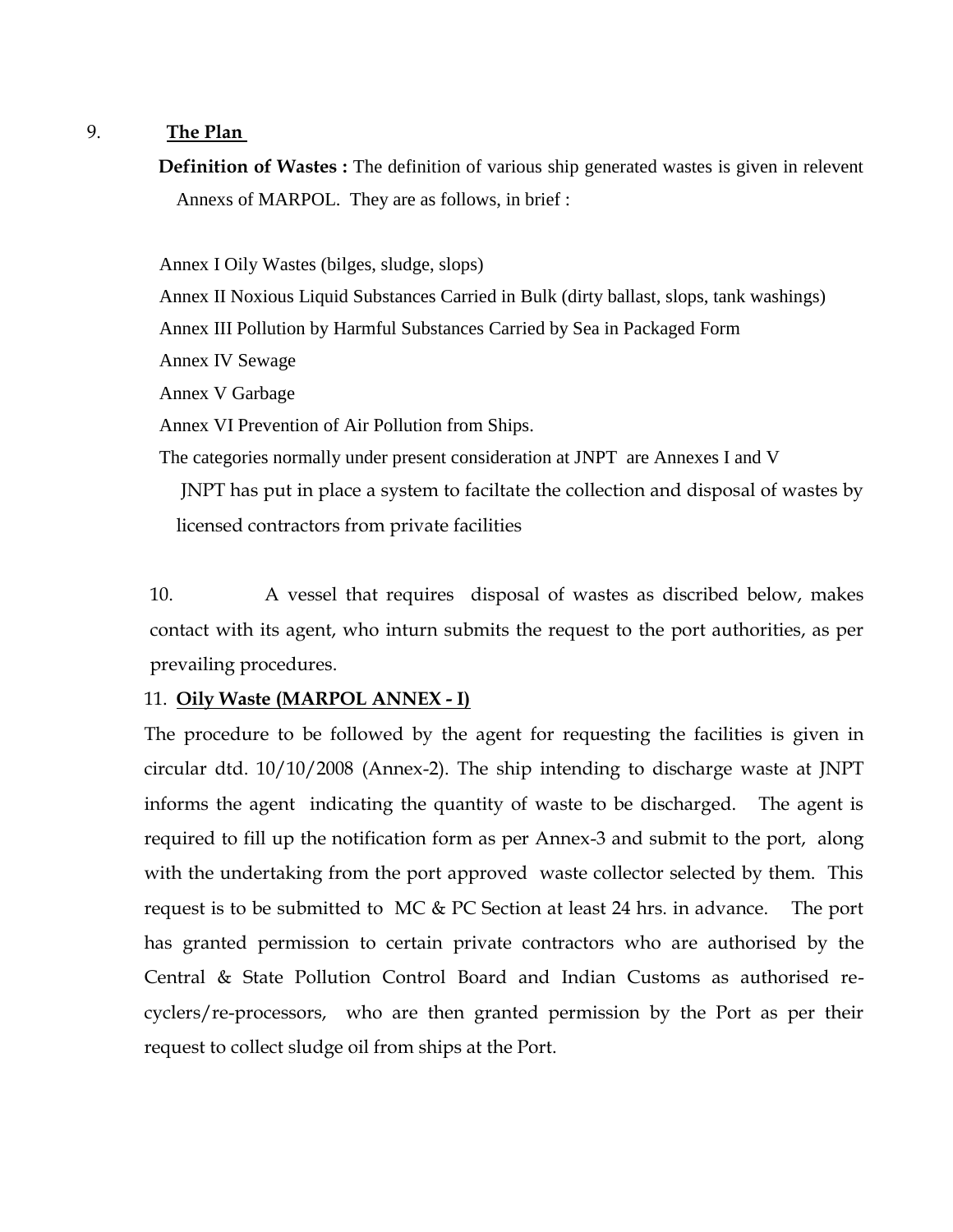9. **The Plan**

**Definition of Wastes :** The definition of various ship generated wastes is given in relevent Annexs of MARPOL. They are as follows, in brief :

Annex I Oily Wastes (bilges, sludge, slops)

Annex II Noxious Liquid Substances Carried in Bulk (dirty ballast, slops, tank washings)

Annex III Pollution by Harmful Substances Carried by Sea in Packaged Form

Annex IV Sewage

Annex V Garbage

Annex VI Prevention of Air Pollution from Ships.

The categories normally under present consideration at JNPT are Annexes I and V

JNPT has put in place a system to faciltate the collection and disposal of wastes by licensed contractors from private facilities

10. A vessel that requires disposal of wastes as discribed below, makes contact with its agent, who inturn submits the request to the port authorities, as per prevailing procedures.

11. **Oily Waste (MARPOL ANNEX - I)**

The procedure to be followed by the agent for requesting the facilities is given in circular dtd. 10/10/2008 (Annex-2). The ship intending to discharge waste at JNPT informs the agent indicating the quantity of waste to be discharged. The agent is required to fill up the notification form as per Annex-3 and submit to the port, along with the undertaking from the port approved waste collector selected by them. This request is to be submitted to MC & PC Section at least 24 hrs. in advance. The port has granted permission to certain private contractors who are authorised by the Central & State Pollution Control Board and Indian Customs as authorised re-cyclers/re-processors, who are then granted permission by the Port as per their request to collect sludge oil from ships at the Port.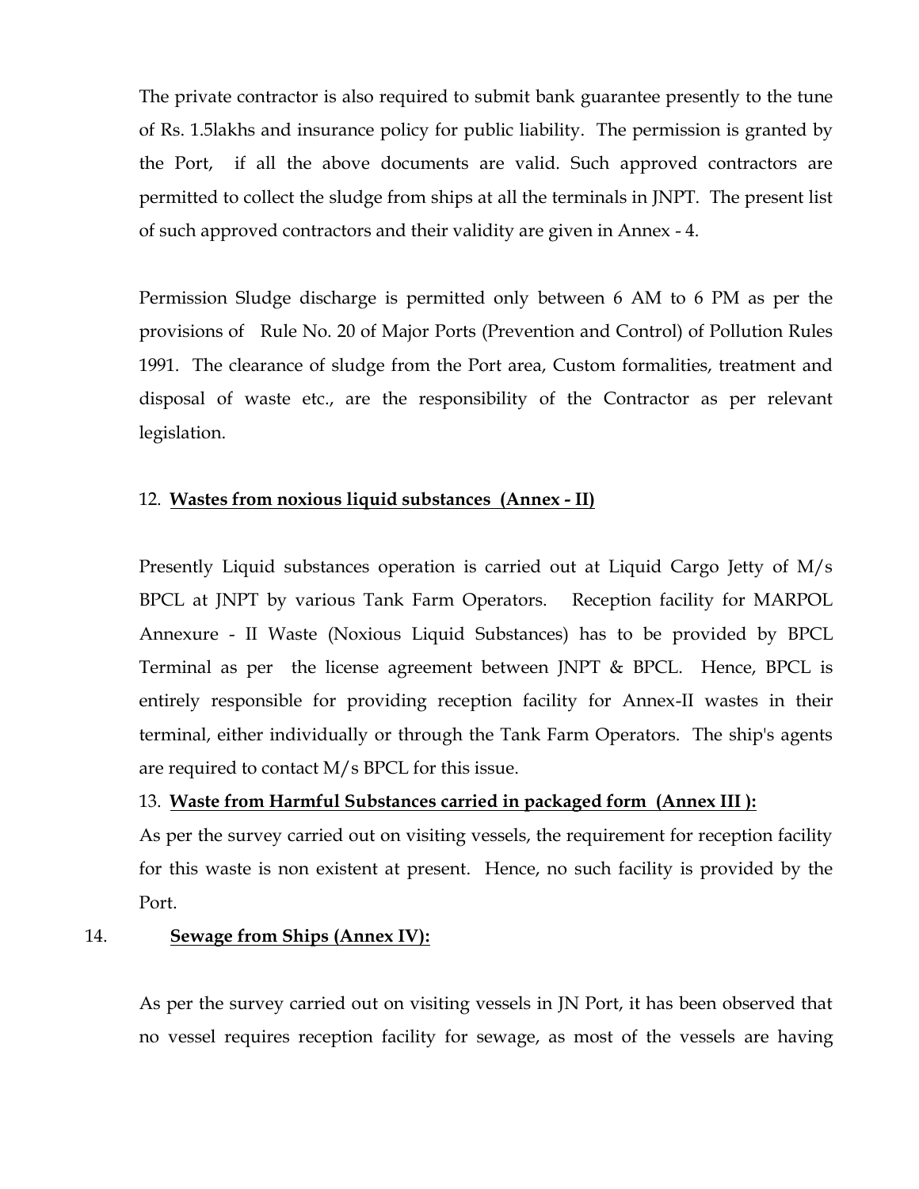The private contractor is also required to submit bank guarantee presently to the tune of Rs. 1.5lakhs and insurance policy for public liability. The permission is granted by the Port, if all the above documents are valid. Such approved contractors are permitted to collect the sludge from ships at all the terminals in JNPT. The present list of such approved contractors and their validity are given in Annex - 4.

Permission Sludge discharge is permitted only between 6 AM to 6 PM as per the provisions of Rule No. 20 of Major Ports (Prevention and Control) of Pollution Rules 1991. The clearance of sludge from the Port area, Custom formalities, treatment and disposal of waste etc., are the responsibility of the Contractor as per relevant legislation.

12. **Wastes from noxious liquid substances (Annex - II)**

Presently Liquid substances operation is carried out at Liquid Cargo Jetty of M/s BPCL at JNPT by various Tank Farm Operators. Reception facility for MARPOL Annexure - II Waste (Noxious Liquid Substances) has to be provided by BPCL Terminal as per the license agreement between JNPT & BPCL. Hence, BPCL is entirely responsible for providing reception facility for Annex-II wastes in their terminal, either individually or through the Tank Farm Operators. The ship's agents are required to contact M/s BPCL for this issue.

13. **Waste from Harmful Substances carried in packaged form (Annex III ):**

As per the survey carried out on visiting vessels, the requirement for reception facility for this waste is non existent at present. Hence, no such facility is provided by the Port.

14. **Sewage from Ships (Annex IV):**

As per the survey carried out on visiting vessels in JN Port, it has been observed that no vessel requires reception facility for sewage, as most of the vessels are having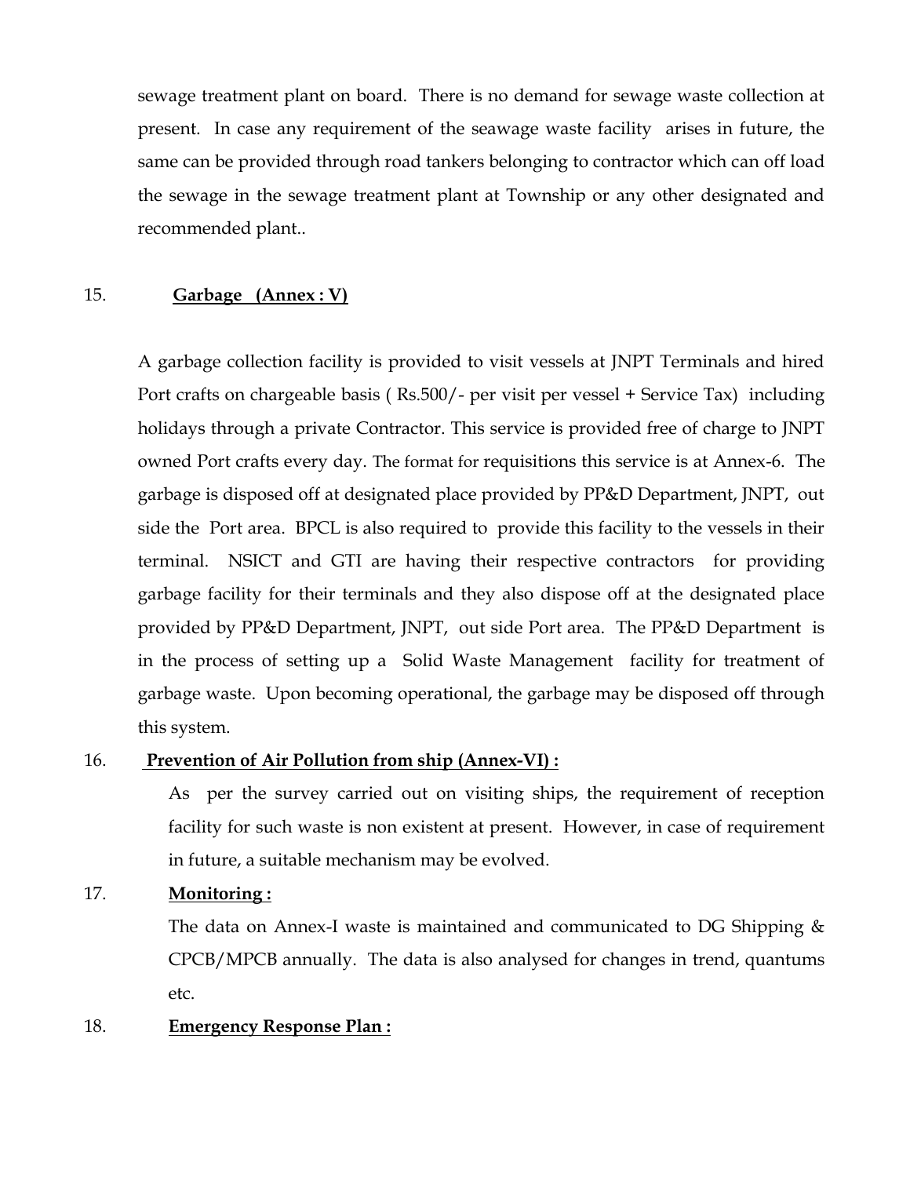sewage treatment plant on board. There is no demand for sewage waste collection at present. In case any requirement of the seawage waste facility arises in future, the same can be provided through road tankers belonging to contractor which can off load the sewage in the sewage treatment plant at Township or any other designated and recommended plant..

15. **Garbage (Annex : V)**

A garbage collection facility is provided to visit vessels at JNPT Terminals and hired Port crafts on chargeable basis ( Rs.500/- per visit per vessel + Service Tax) including holidays through a private Contractor. This service is provided free of charge to JNPT owned Port crafts every day. The format for requisitions this service is at Annex-6. The garbage is disposed off at designated place provided by PP&D Department, JNPT, out side the Port area. BPCL is also required to provide this facility to the vessels in their terminal. NSICT and GTI are having their respective contractors for providing garbage facility for their terminals and they also dispose off at the designated place provided by PP&D Department, JNPT, out side Port area. The PP&D Department is in the process of setting up a Solid Waste Management facility for treatment of garbage waste. Upon becoming operational, the garbage may be disposed off through this system.

16. **Prevention of Air Pollution from ship (Annex-VI) :**

As per the survey carried out on visiting ships, the requirement of reception facility for such waste is non existent at present. However, in case of requirement in future, a suitable mechanism may be evolved.

17. **Monitoring :**

The data on Annex-I waste is maintained and communicated to DG Shipping & CPCB/MPCB annually. The data is also analysed for changes in trend, quantums etc.

18. **Emergency Response Plan :**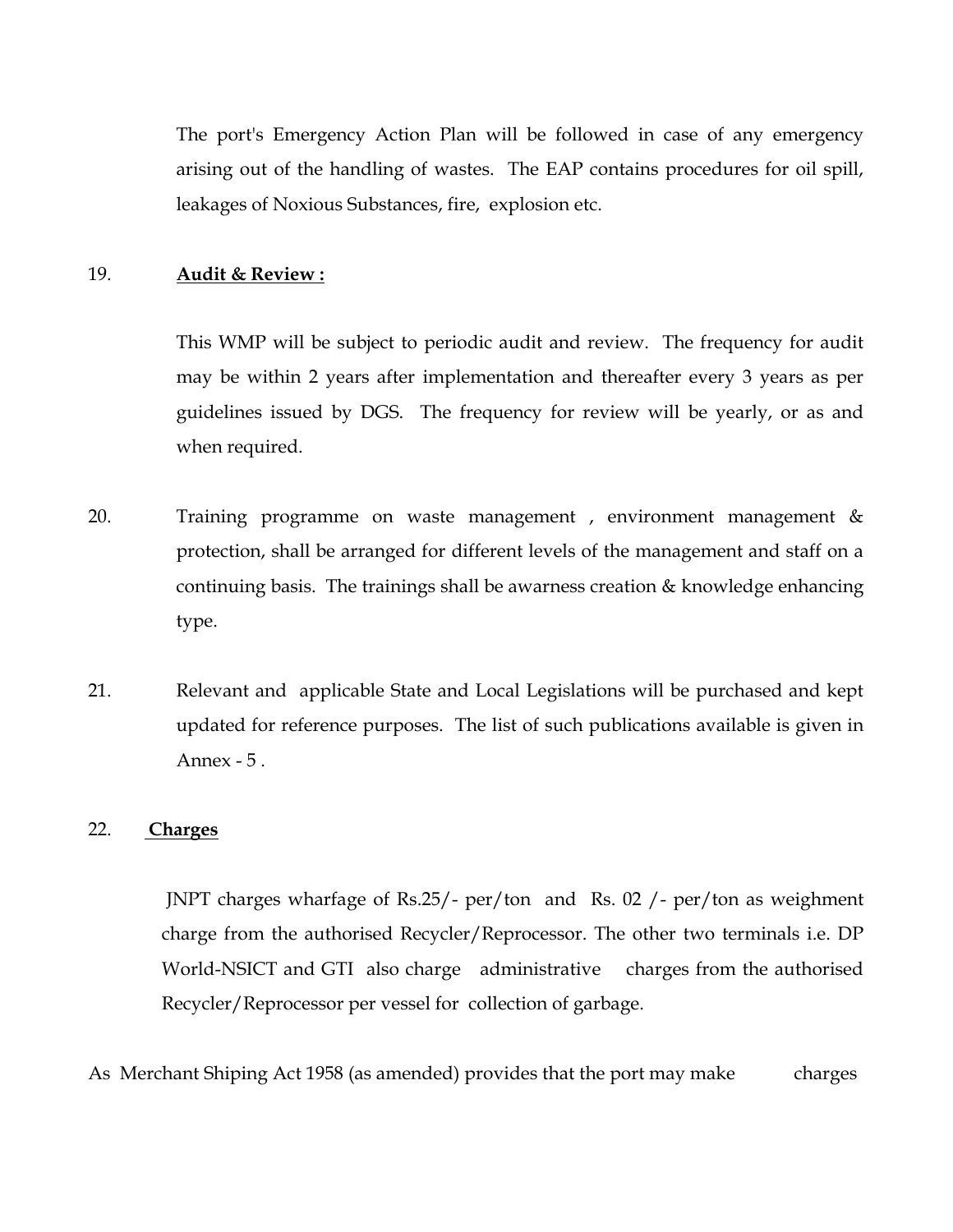The port's Emergency Action Plan will be followed in case of any emergency arising out of the handling of wastes. The EAP contains procedures for oil spill, leakages of Noxious Substances, fire, explosion etc.

19. **Audit & Review :**

This WMP will be subject to periodic audit and review. The frequency for audit may be within 2 years after implementation and thereafter every 3 years as per guidelines issued by DGS. The frequency for review will be yearly, or as and when required.

20. Training programme on waste management , environment management & protection, shall be arranged for different levels of the management and staff on a continuing basis. The trainings shall be awarness creation & knowledge enhancing type.

21. Relevant and applicable State and Local Legislations will be purchased and kept updated for reference purposes. The list of such publications available is given in Annex - 5 .

22. **Charges**

JNPT charges wharfage of Rs.25/- per/ton and Rs. 02 /- per/ton as weighment charge from the authorised Recycler/Reprocessor. The other two terminals i.e. DP World-NSICT and GTI also charge administrative charges from the authorised Recycler/Reprocessor per vessel for collection of garbage.

As Merchant Shiping Act 1958 (as amended) provides that the port may make charges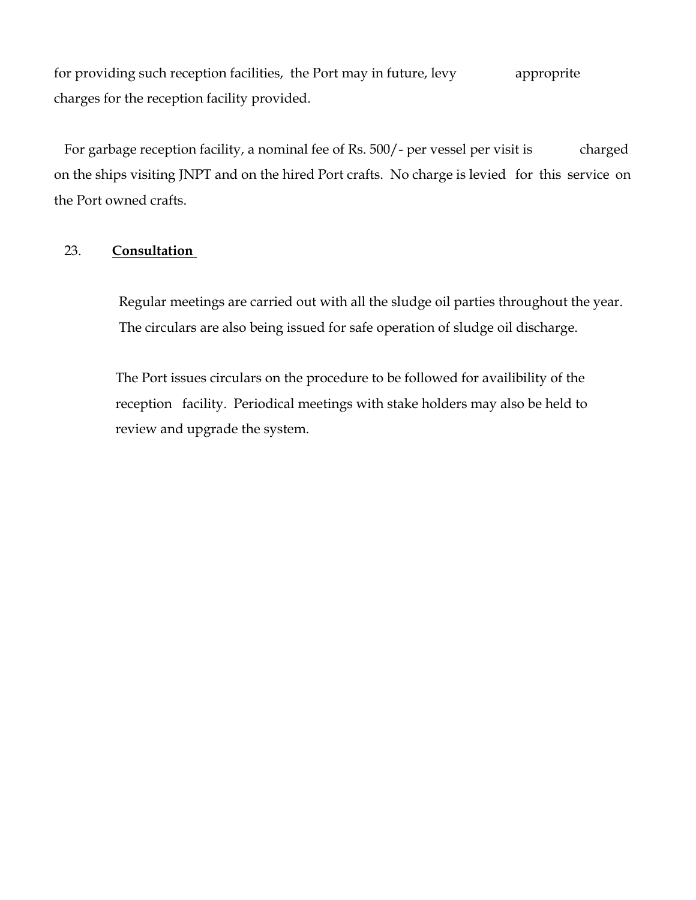for providing such reception facilities, the Port may in future, levy appropprite charges for the reception facility provided.

For garbage reception facility, a nominal fee of Rs. 500/- per vessel per visit is charged on the ships visiting JNPT and on the hired Port crafts. No charge is levied for this service on the Port owned crafts.

## 23. **Consultation**

Regular meetings are carried out with all the sludge oil parties throughout the year. The circulars are also being issued for safe operation of sludge oil discharge.

The Port issues circulars on the procedure to be followed for availibility of the reception facility. Periodical meetings with stake holders may also be held to review and upgrade the system.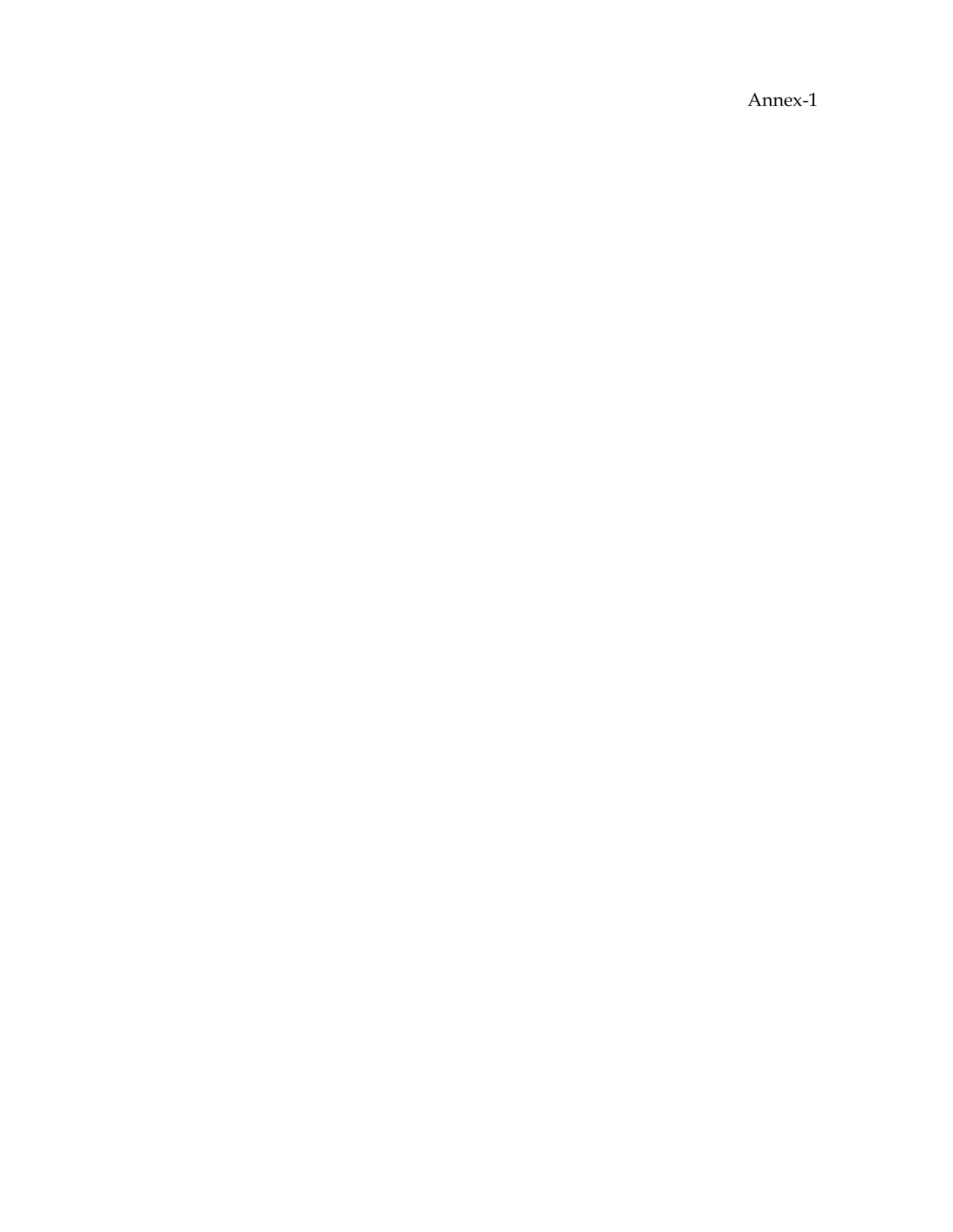Annex-1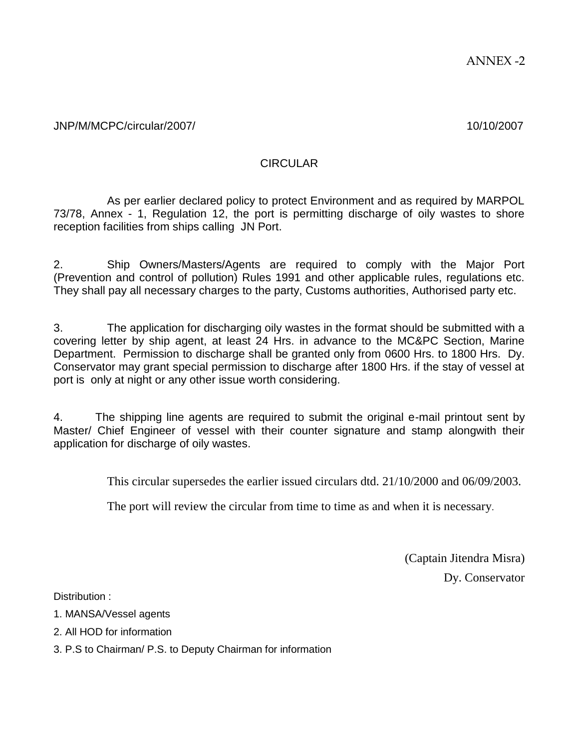ANNEX -2

JNP/M/MCPC/circular/2007/ 10/10/2007

## CIRCULAR

As per earlier declared policy to protect Environment and as required by MARPOL 73/78, Annex - 1, Regulation 12, the port is permitting discharge of oily wastes to shore reception facilities from ships calling JN Port.

2. Ship Owners/Masters/Agents are required to comply with the Major Port (Prevention and control of pollution) Rules 1991 and other applicable rules, regulations etc. They shall pay all necessary charges to the party, Customs authorities, Authorised party etc.

3. The application for discharging oily wastes in the format should be submitted with a covering letter by ship agent, at least 24 Hrs. in advance to the MC&PC Section, Marine Department. Permission to discharge shall be granted only from 0600 Hrs. to 1800 Hrs. Dy. Conservator may grant special permission to discharge after 1800 Hrs. if the stay of vessel at port is only at night or any other issue worth considering.

4. The shipping line agents are required to submit the original e-mail printout sent by Master/ Chief Engineer of vessel with their counter signature and stamp alongwith their application for discharge of oily wastes.

This circular supersedes the earlier issued circulars dtd. 21/10/2000 and 06/09/2003.

The port will review the circular from time to time as and when it is necessary.

(Captain Jitendra Misra)
Dy. Conservator

Distribution :

1. MANSA/Vessel agents
2. All HOD for information
3. P.S to Chairman/ P.S. to Deputy Chairman for information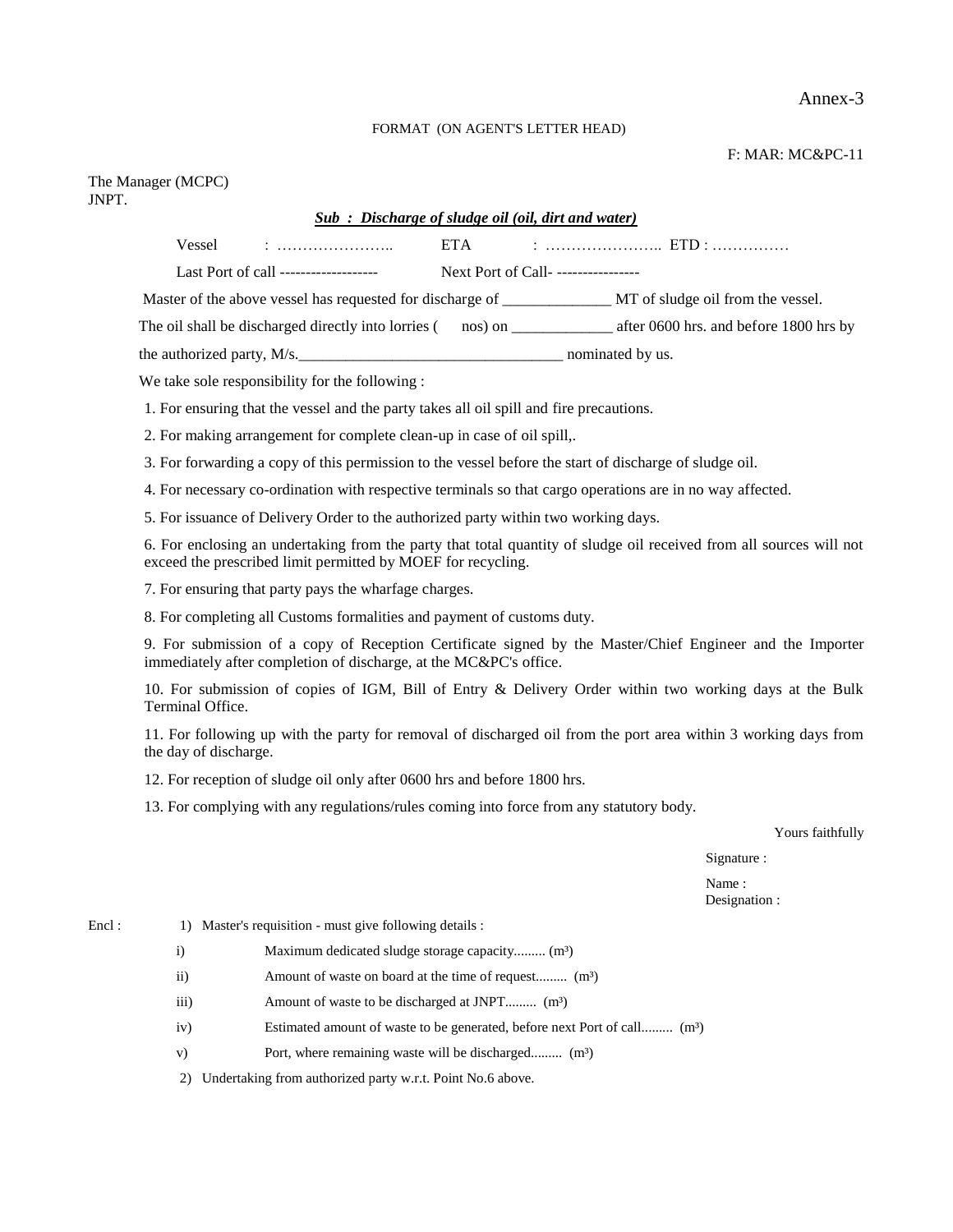Annex-3

FORMAT (ON AGENT'S LETTER HEAD)

F: MAR: MC&PC-11

The Manager (MCPC)
JNPT.

***Sub : Discharge of sludge oil (oil, dirt and water)***

Vessel : ………………….. ETA : ………………….. ETD : ……………

Last Port of call ------------------- Next Port of Call- ----------------

Master of the above vessel has requested for discharge of ______________ MT of sludge oil from the vessel.

The oil shall be discharged directly into lorries ( nos) on _____________ after 0600 hrs. and before 1800 hrs by the authorized party, M/s.__________________________________ nominated by us.

We take sole responsibility for the following :

1. For ensuring that the vessel and the party takes all oil spill and fire precautions.
2. For making arrangement for complete clean-up in case of oil spill,.
3. For forwarding a copy of this permission to the vessel before the start of discharge of sludge oil.
4. For necessary co-ordination with respective terminals so that cargo operations are in no way affected.
5. For issuance of Delivery Order to the authorized party within two working days.
6. For enclosing an undertaking from the party that total quantity of sludge oil received from all sources will not exceed the prescribed limit permitted by MOEF for recycling.
7. For ensuring that party pays the wharfage charges.
8. For completing all Customs formalities and payment of customs duty.
9. For submission of a copy of Reception Certificate signed by the Master/Chief Engineer and the Importer immediately after completion of discharge, at the MC&PC's office.
10. For submission of copies of IGM, Bill of Entry & Delivery Order within two working days at the Bulk Terminal Office.
11. For following up with the party for removal of discharged oil from the port area within 3 working days from the day of discharge.
12. For reception of sludge oil only after 0600 hrs and before 1800 hrs.
13. For complying with any regulations/rules coming into force from any statutory body.

Yours faithfully

Signature :

Name :
Designation :

Encl :

1) Master's requisition - must give following details :

i) Maximum dedicated sludge storage capacity......... ($m^3$)

ii) Amount of waste on board at the time of request......... ($m^3$)

iii) Amount of waste to be discharged at JNPT......... ($m^3$)

iv) Estimated amount of waste to be generated, before next Port of call......... ($m^3$)

v) Port, where remaining waste will be discharged......... ($m^3$)

2) Undertaking from authorized party w.r.t. Point No.6 above.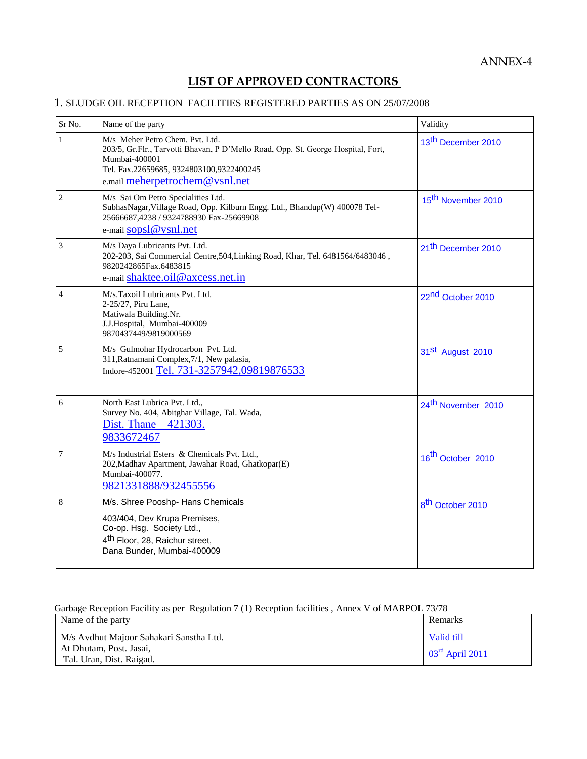ANNEX-4

# LIST OF APPROVED CONTRACTORS

## 1. SLUDGE OIL RECEPTION FACILITIES REGISTERED PARTIES AS ON 25/07/2008

| Sr No. | Name of the party | Validity |
|---|---|---|
| 1 | M/s Meher Petro Chem. Pvt. Ltd.<br>203/5, Gr.Flr., Tarvotti Bhavan, P D'Mello Road, Opp. St. George Hospital, Fort, Mumbai-400001<br>Tel. Fax.22659685, 9324803100,9322400245<br>e.mail meherpetrochem@vsnl.net | 13th December 2010 |
| 2 | M/s Sai Om Petro Specialities Ltd.<br>SubhasNagar,Village Road, Opp. Kilburn Engg. Ltd., Bhandup(W) 400078 Tel-25666687,4238 / 9324788930 Fax-25669908<br>e-mail sopsl@vsnl.net | 15th November 2010 |
| 3 | M/s Daya Lubricants Pvt. Ltd.<br>202-203, Sai Commercial Centre,504,Linking Road, Khar, Tel. 6481564/6483046 , 9820242865Fax.6483815<br>e-mail shaktee.oil@axcess.net.in | 21th December 2010 |
| 4 | M/s.Taxoil Lubricants Pvt. Ltd.<br>2-25/27, Piru Lane,<br>Matiwala Building.Nr.<br>J.J.Hospital, Mumbai-400009<br>9870437449/9819000569 | 22nd October 2010 |
| 5 | M/s Gulmohar Hydrocarbon Pvt. Ltd.<br>311,Ratnamani Complex,7/1, New palasia,<br>Indore-452001 Tel. 731-3257942,09819876533 | 31st August 2010 |
| 6 | North East Lubrica Pvt. Ltd.,<br>Survey No. 404, Abitghar Village, Tal. Wada,<br>Dist. Thane – 421303.<br>9833672467 | 24th November 2010 |
| 7 | M/s Industrial Esters & Chemicals Pvt. Ltd.,<br>202,Madhav Apartment, Jawahar Road, Ghatkopar(E)<br>Mumbai-400077.<br>9821331888/932455556 | 16th October 2010 |
| 8 | M/s. Shree Pooshp- Hans Chemicals<br>403/404, Dev Krupa Premises,<br>Co-op. Hsg. Society Ltd.,<br>4th Floor, 28, Raichur street,<br>Dana Bunder, Mumbai-400009 | 8th October 2010 |

Garbage Reception Facility as per Regulation 7 (1) Reception facilities , Annex V of MARPOL 73/78

| Name of the party | Remarks |
|---|---|
| M/s Avdhut Majoor Sahakari Sanstha Ltd.<br>At Dhutam, Post. Jasai,<br>Tal. Uran, Dist. Raigad. | Valid till<br>03rd April 2011 |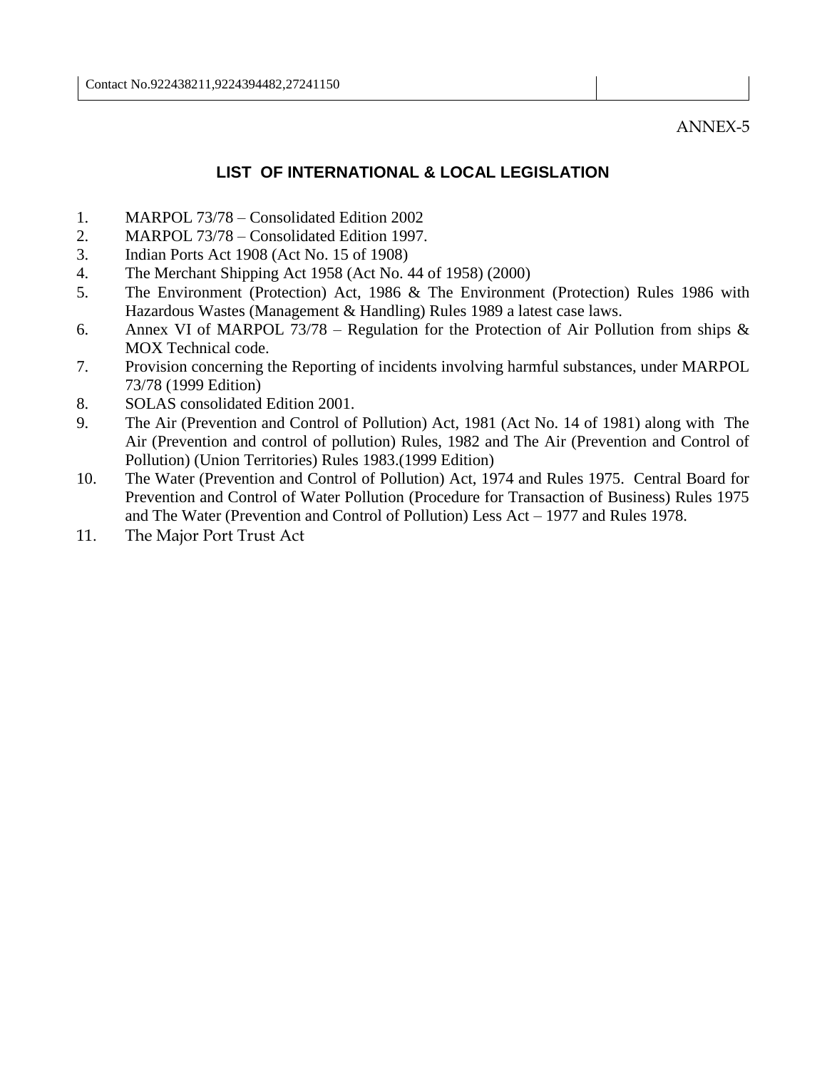Contact No.922438211,9224394482,27241150

ANNEX-5

## LIST OF INTERNATIONAL & LOCAL LEGISLATION

1. MARPOL 73/78 – Consolidated Edition 2002
2. MARPOL 73/78 – Consolidated Edition 1997.
3. Indian Ports Act 1908 (Act No. 15 of 1908)
4. The Merchant Shipping Act 1958 (Act No. 44 of 1958) (2000)
5. The Environment (Protection) Act, 1986 & The Environment (Protection) Rules 1986 with Hazardous Wastes (Management & Handling) Rules 1989 a latest case laws.
6. Annex VI of MARPOL 73/78 – Regulation for the Protection of Air Pollution from ships & MOX Technical code.
7. Provision concerning the Reporting of incidents involving harmful substances, under MARPOL 73/78 (1999 Edition)
8. SOLAS consolidated Edition 2001.
9. The Air (Prevention and Control of Pollution) Act, 1981 (Act No. 14 of 1981) along with The Air (Prevention and control of pollution) Rules, 1982 and The Air (Prevention and Control of Pollution) (Union Territories) Rules 1983.(1999 Edition)
10. The Water (Prevention and Control of Pollution) Act, 1974 and Rules 1975. Central Board for Prevention and Control of Water Pollution (Procedure for Transaction of Business) Rules 1975 and The Water (Prevention and Control of Pollution) Less Act – 1977 and Rules 1978.
11. The Major Port Trust Act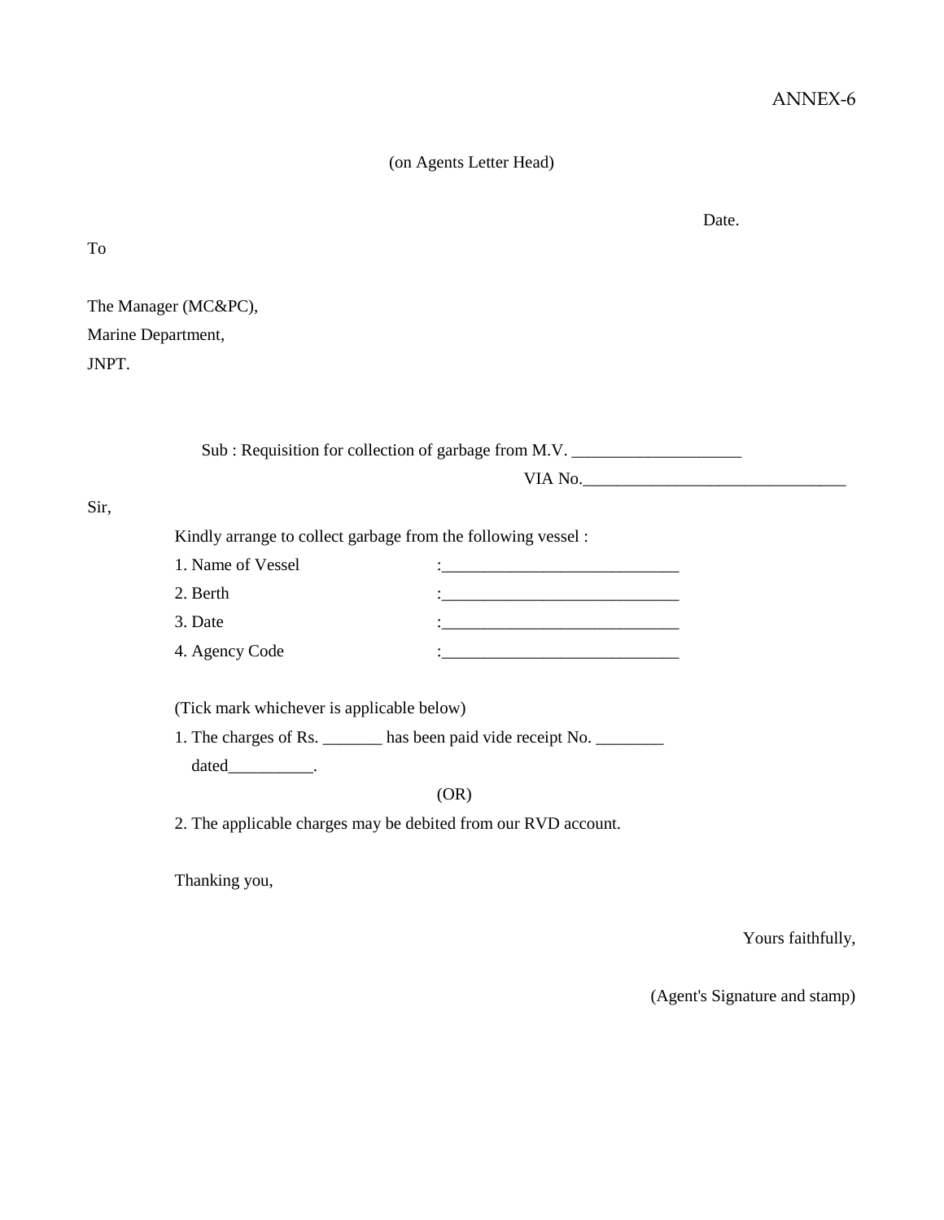ANNEX-6

(on Agents Letter Head)

Date.

To

The Manager (MC&PC),
Marine Department,
JNPT.

Sub : Requisition for collection of garbage from M.V. ____________________
VIA No.________________________________

Sir,

Kindly arrange to collect garbage from the following vessel :

1. Name of Vessel :_____________________________
2. Berth :_____________________________
3. Date :_____________________________
4. Agency Code :_____________________________

(Tick mark whichever is applicable below)

1. The charges of Rs. _______ has been paid vide receipt No. ________ dated__________.

(OR)

2. The applicable charges may be debited from our RVD account.

Thanking you,

Yours faithfully,

(Agent's Signature and stamp)